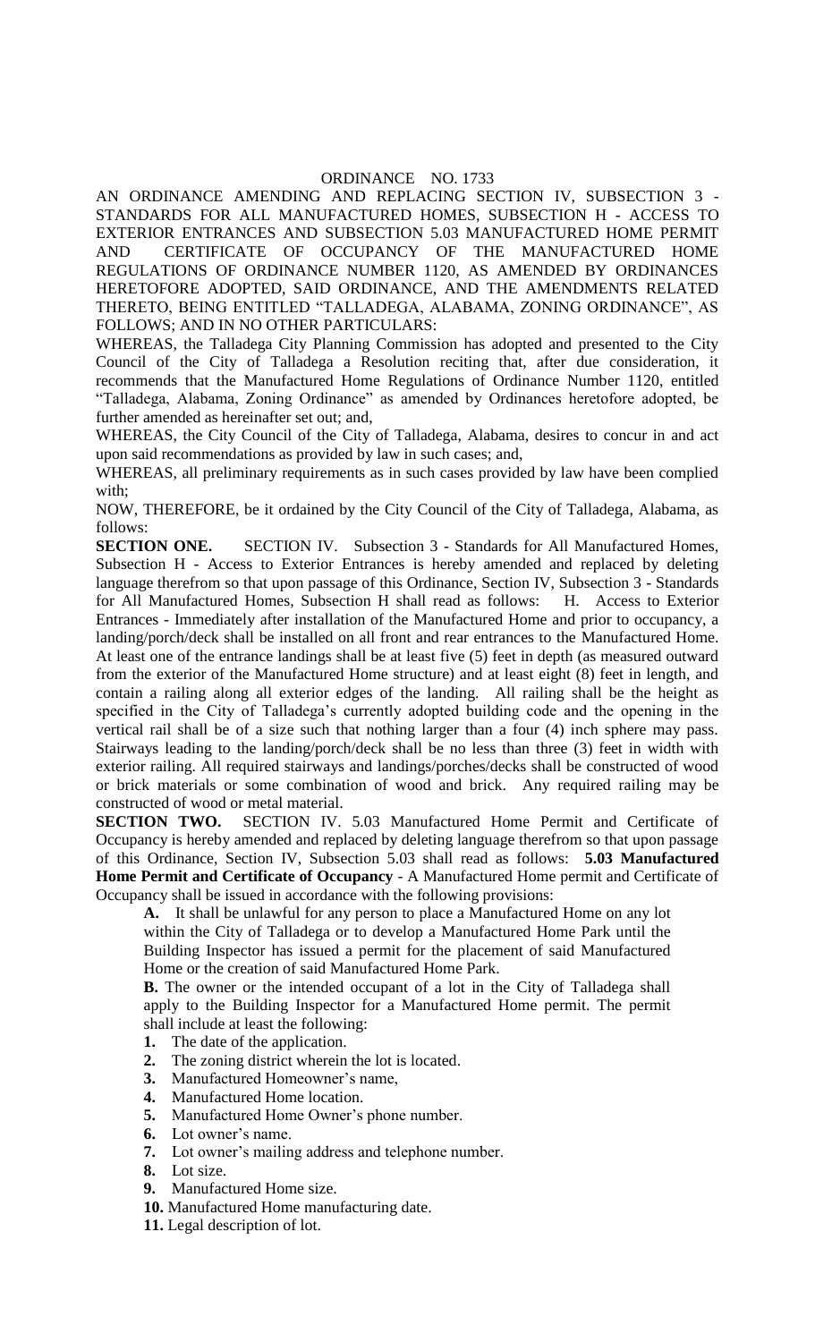# ORDINANCE NO. 1733

AN ORDINANCE AMENDING AND REPLACING SECTION IV, SUBSECTION 3 - STANDARDS FOR ALL MANUFACTURED HOMES, SUBSECTION H - ACCESS TO EXTERIOR ENTRANCES AND SUBSECTION 5.03 MANUFACTURED HOME PERMIT AND CERTIFICATE OF OCCUPANCY OF THE MANUFACTURED HOME REGULATIONS OF ORDINANCE NUMBER 1120, AS AMENDED BY ORDINANCES HERETOFORE ADOPTED, SAID ORDINANCE, AND THE AMENDMENTS RELATED THERETO, BEING ENTITLED "TALLADEGA, ALABAMA, ZONING ORDINANCE", AS FOLLOWS; AND IN NO OTHER PARTICULARS:

WHEREAS, the Talladega City Planning Commission has adopted and presented to the City Council of the City of Talladega a Resolution reciting that, after due consideration, it recommends that the Manufactured Home Regulations of Ordinance Number 1120, entitled "Talladega, Alabama, Zoning Ordinance" as amended by Ordinances heretofore adopted, be further amended as hereinafter set out; and,

WHEREAS, the City Council of the City of Talladega, Alabama, desires to concur in and act upon said recommendations as provided by law in such cases; and,

WHEREAS, all preliminary requirements as in such cases provided by law have been complied with;

NOW, THEREFORE, be it ordained by the City Council of the City of Talladega, Alabama, as follows:

**SECTION ONE.** SECTION IV. Subsection 3 - Standards for All Manufactured Homes, Subsection H - Access to Exterior Entrances is hereby amended and replaced by deleting language therefrom so that upon passage of this Ordinance, Section IV, Subsection 3 - Standards for All Manufactured Homes, Subsection H shall read as follows: H. Access to Exterior Entrances - Immediately after installation of the Manufactured Home and prior to occupancy, a landing/porch/deck shall be installed on all front and rear entrances to the Manufactured Home. At least one of the entrance landings shall be at least five (5) feet in depth (as measured outward from the exterior of the Manufactured Home structure) and at least eight (8) feet in length, and contain a railing along all exterior edges of the landing. All railing shall be the height as specified in the City of Talladega's currently adopted building code and the opening in the vertical rail shall be of a size such that nothing larger than a four (4) inch sphere may pass. Stairways leading to the landing/porch/deck shall be no less than three (3) feet in width with exterior railing. All required stairways and landings/porches/decks shall be constructed of wood or brick materials or some combination of wood and brick. Any required railing may be constructed of wood or metal material.

**SECTION TWO.** SECTION IV. 5.03 Manufactured Home Permit and Certificate of Occupancy is hereby amended and replaced by deleting language therefrom so that upon passage of this Ordinance, Section IV, Subsection 5.03 shall read as follows: **5.03 Manufactured Home Permit and Certificate of Occupancy** - A Manufactured Home permit and Certificate of Occupancy shall be issued in accordance with the following provisions:

**A.** It shall be unlawful for any person to place a Manufactured Home on any lot within the City of Talladega or to develop a Manufactured Home Park until the Building Inspector has issued a permit for the placement of said Manufactured Home or the creation of said Manufactured Home Park.

**B.** The owner or the intended occupant of a lot in the City of Talladega shall apply to the Building Inspector for a Manufactured Home permit. The permit shall include at least the following:

1. The date of the application.
2. The zoning district wherein the lot is located.
3. Manufactured Homeowner's name,
4. Manufactured Home location.
5. Manufactured Home Owner's phone number.
6. Lot owner's name.
7. Lot owner's mailing address and telephone number.
8. Lot size.
9. Manufactured Home size.
10. Manufactured Home manufacturing date.
11. Legal description of lot.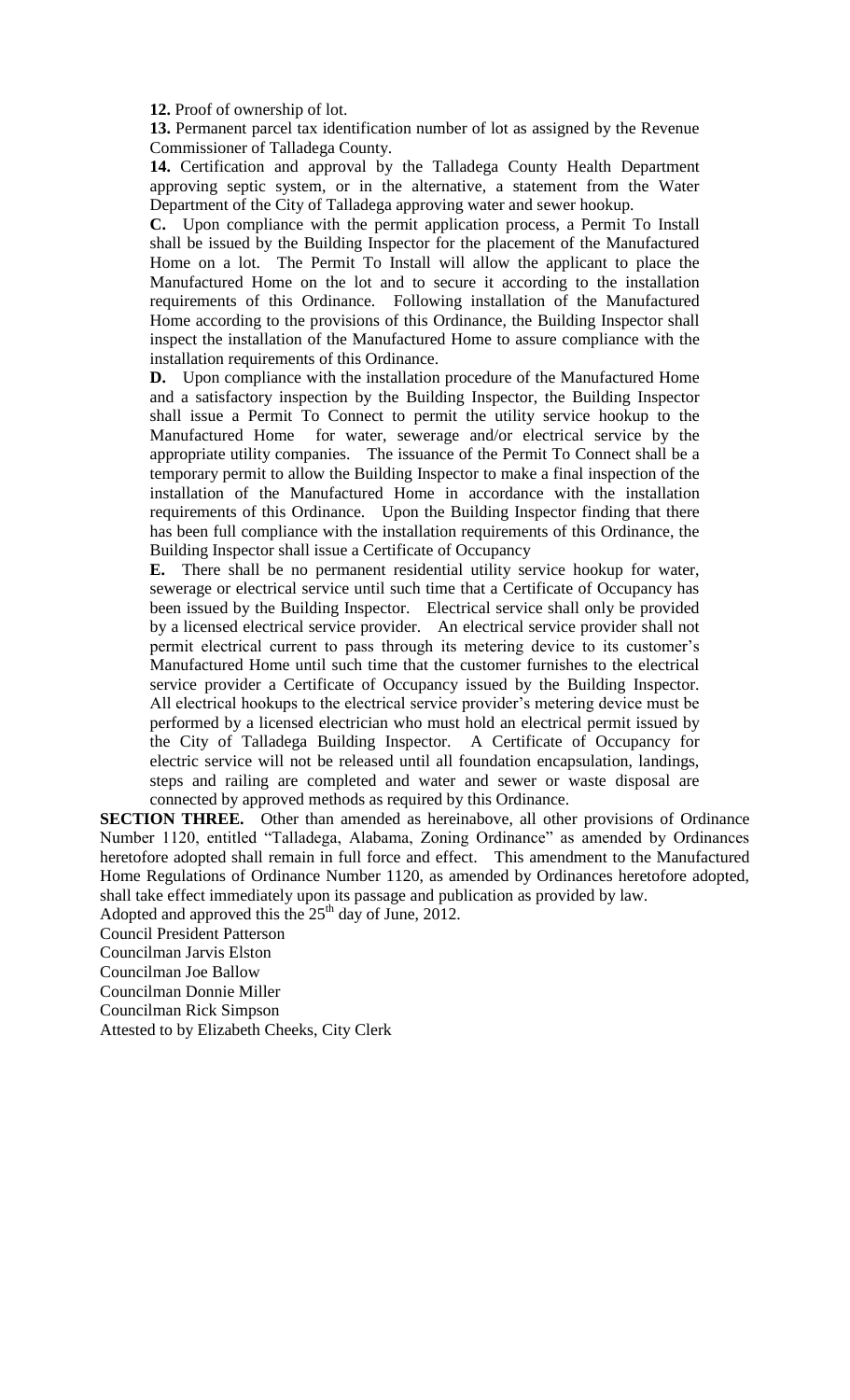**12.** Proof of ownership of lot.

**13.** Permanent parcel tax identification number of lot as assigned by the Revenue Commissioner of Talladega County.

**14.** Certification and approval by the Talladega County Health Department approving septic system, or in the alternative, a statement from the Water Department of the City of Talladega approving water and sewer hookup.

**C.** Upon compliance with the permit application process, a Permit To Install shall be issued by the Building Inspector for the placement of the Manufactured Home on a lot. The Permit To Install will allow the applicant to place the Manufactured Home on the lot and to secure it according to the installation requirements of this Ordinance. Following installation of the Manufactured Home according to the provisions of this Ordinance, the Building Inspector shall inspect the installation of the Manufactured Home to assure compliance with the installation requirements of this Ordinance.

**D.** Upon compliance with the installation procedure of the Manufactured Home and a satisfactory inspection by the Building Inspector, the Building Inspector shall issue a Permit To Connect to permit the utility service hookup to the Manufactured Home for water, sewerage and/or electrical service by the appropriate utility companies. The issuance of the Permit To Connect shall be a temporary permit to allow the Building Inspector to make a final inspection of the installation of the Manufactured Home in accordance with the installation requirements of this Ordinance. Upon the Building Inspector finding that there has been full compliance with the installation requirements of this Ordinance, the Building Inspector shall issue a Certificate of Occupancy

**E.** There shall be no permanent residential utility service hookup for water, sewerage or electrical service until such time that a Certificate of Occupancy has been issued by the Building Inspector. Electrical service shall only be provided by a licensed electrical service provider. An electrical service provider shall not permit electrical current to pass through its metering device to its customer's Manufactured Home until such time that the customer furnishes to the electrical service provider a Certificate of Occupancy issued by the Building Inspector. All electrical hookups to the electrical service provider's metering device must be performed by a licensed electrician who must hold an electrical permit issued by the City of Talladega Building Inspector. A Certificate of Occupancy for electric service will not be released until all foundation encapsulation, landings, steps and railing are completed and water and sewer or waste disposal are connected by approved methods as required by this Ordinance.

**SECTION THREE.** Other than amended as hereinabove, all other provisions of Ordinance Number 1120, entitled "Talladega, Alabama, Zoning Ordinance" as amended by Ordinances heretofore adopted shall remain in full force and effect. This amendment to the Manufactured Home Regulations of Ordinance Number 1120, as amended by Ordinances heretofore adopted, shall take effect immediately upon its passage and publication as provided by law.

Adopted and approved this the 25th day of June, 2012.

Council President Patterson

Councilman Jarvis Elston

Councilman Joe Ballow

Councilman Donnie Miller

Councilman Rick Simpson

Attested to by Elizabeth Cheeks, City Clerk